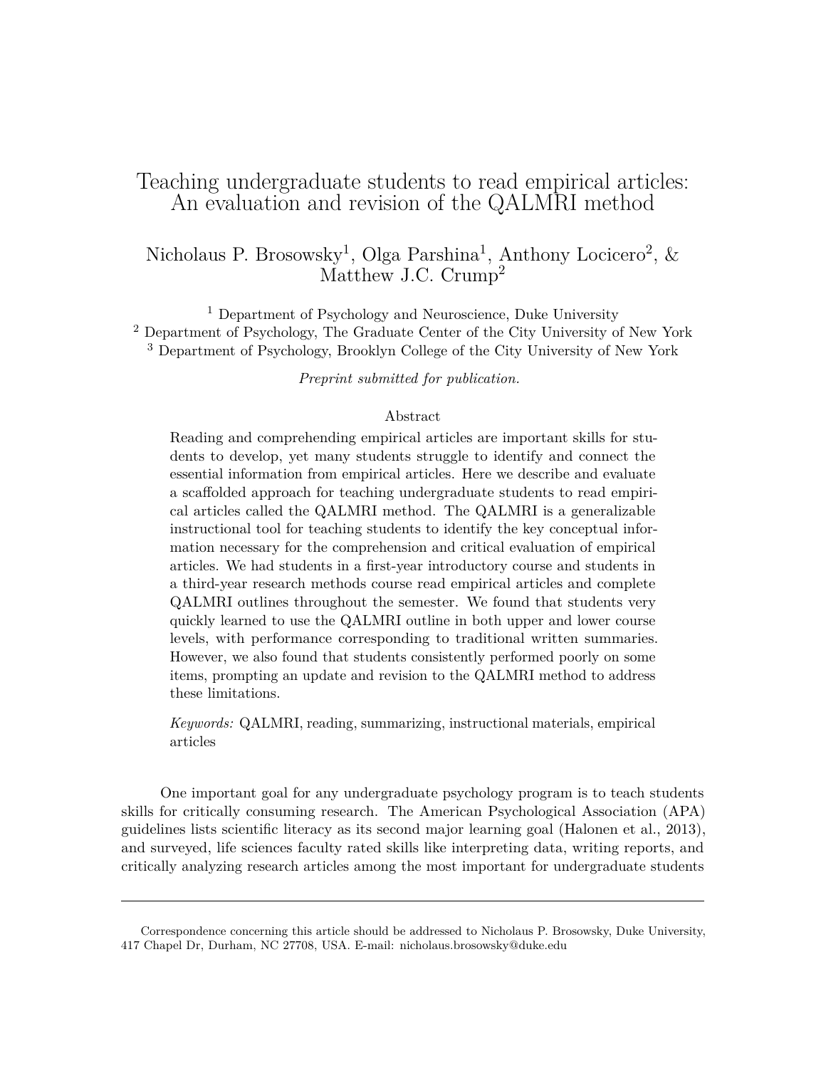# Teaching undergraduate students to read empirical articles: An evaluation and revision of the QALMRI method

Nicholaus P. Brosowsky[1], Olga Parshina[1], Anthony Locicero[2], & Matthew J.C. Crump[2]

[1] Department of Psychology and Neuroscience, Duke University
[2] Department of Psychology, The Graduate Center of the City University of New York
[3] Department of Psychology, Brooklyn College of the City University of New York

*Preprint submitted for publication.*

## Abstract

Reading and comprehending empirical articles are important skills for students to develop, yet many students struggle to identify and connect the essential information from empirical articles. Here we describe and evaluate a scaffolded approach for teaching undergraduate students to read empirical articles called the QALMRI method. The QALMRI is a generalizable instructional tool for teaching students to identify the key conceptual information necessary for the comprehension and critical evaluation of empirical articles. We had students in a first-year introductory course and students in a third-year research methods course read empirical articles and complete QALMRI outlines throughout the semester. We found that students very quickly learned to use the QALMRI outline in both upper and lower course levels, with performance corresponding to traditional written summaries. However, we also found that students consistently performed poorly on some items, prompting an update and revision to the QALMRI method to address these limitations.

*Keywords:* QALMRI, reading, summarizing, instructional materials, empirical articles

One important goal for any undergraduate psychology program is to teach students skills for critically consuming research. The American Psychological Association (APA) guidelines lists scientific literacy as its second major learning goal (Halonen et al., 2013), and surveyed, life sciences faculty rated skills like interpreting data, writing reports, and critically analyzing research articles among the most important for undergraduate students

---

Correspondence concerning this article should be addressed to Nicholaus P. Brosowsky, Duke University, 417 Chapel Dr, Durham, NC 27708, USA. E-mail: nicholaus.brosowsky@duke.edu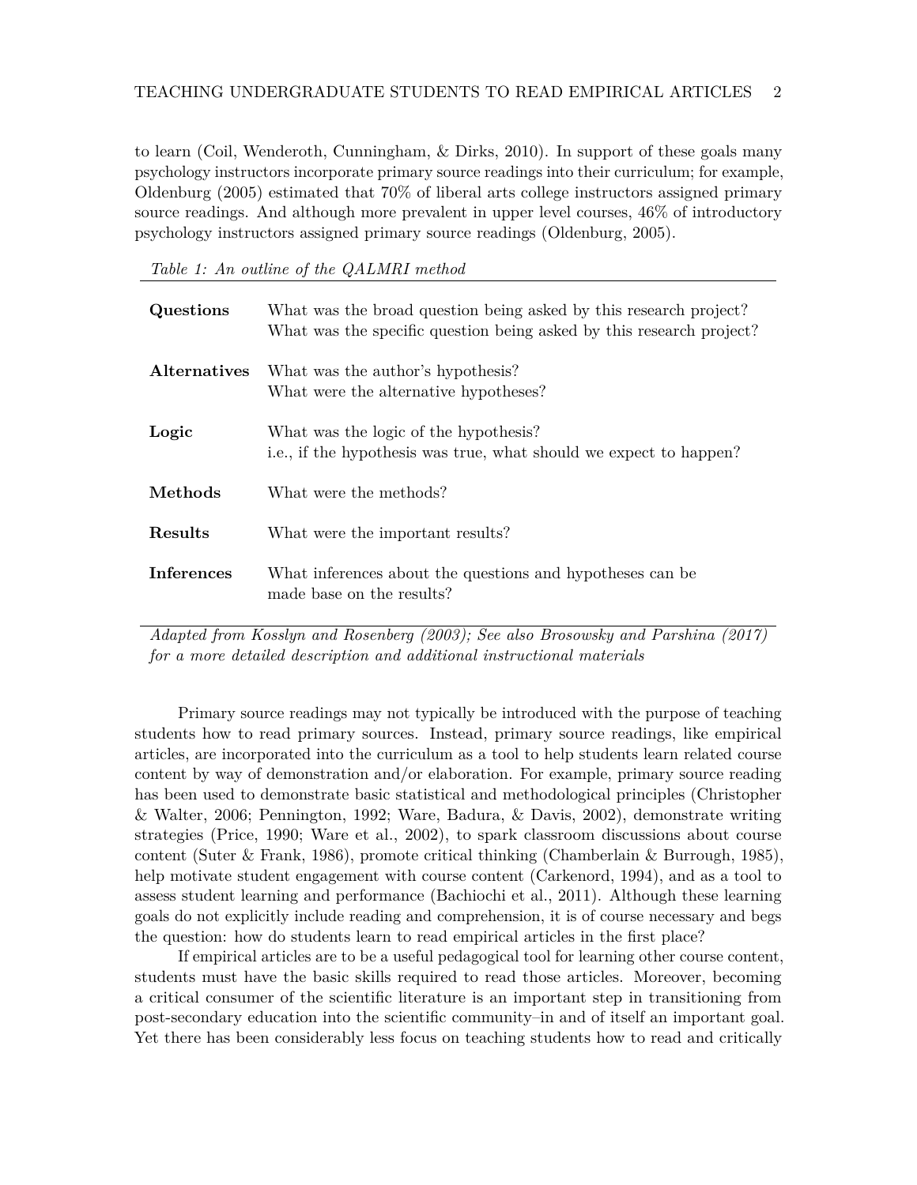to learn (Coil, Wenderoth, Cunningham, & Dirks, 2010). In support of these goals many psychology instructors incorporate primary source readings into their curriculum; for example, Oldenburg (2005) estimated that 70% of liberal arts college instructors assigned primary source readings. And although more prevalent in upper level courses, 46% of introductory psychology instructors assigned primary source readings (Oldenburg, 2005).

*Table 1: An outline of the QALMRI method*

| | |
|---|---|
| **Questions** | What was the broad question being asked by this research project? What was the specific question being asked by this research project? |
| **Alternatives** | What was the author's hypothesis? What were the alternative hypotheses? |
| **Logic** | What was the logic of the hypothesis? i.e., if the hypothesis was true, what should we expect to happen? |
| **Methods** | What were the methods? |
| **Results** | What were the important results? |
| **Inferences** | What inferences about the questions and hypotheses can be made base on the results? |

*Adapted from Kosslyn and Rosenberg (2003); See also Brosowsky and Parshina (2017) for a more detailed description and additional instructional materials*

Primary source readings may not typically be introduced with the purpose of teaching students how to read primary sources. Instead, primary source readings, like empirical articles, are incorporated into the curriculum as a tool to help students learn related course content by way of demonstration and/or elaboration. For example, primary source reading has been used to demonstrate basic statistical and methodological principles (Christopher & Walter, 2006; Pennington, 1992; Ware, Badura, & Davis, 2002), demonstrate writing strategies (Price, 1990; Ware et al., 2002), to spark classroom discussions about course content (Suter & Frank, 1986), promote critical thinking (Chamberlain & Burrough, 1985), help motivate student engagement with course content (Carkenord, 1994), and as a tool to assess student learning and performance (Bachiochi et al., 2011). Although these learning goals do not explicitly include reading and comprehension, it is of course necessary and begs the question: how do students learn to read empirical articles in the first place?

If empirical articles are to be a useful pedagogical tool for learning other course content, students must have the basic skills required to read those articles. Moreover, becoming a critical consumer of the scientific literature is an important step in transitioning from post-secondary education into the scientific community–in and of itself an important goal. Yet there has been considerably less focus on teaching students how to read and critically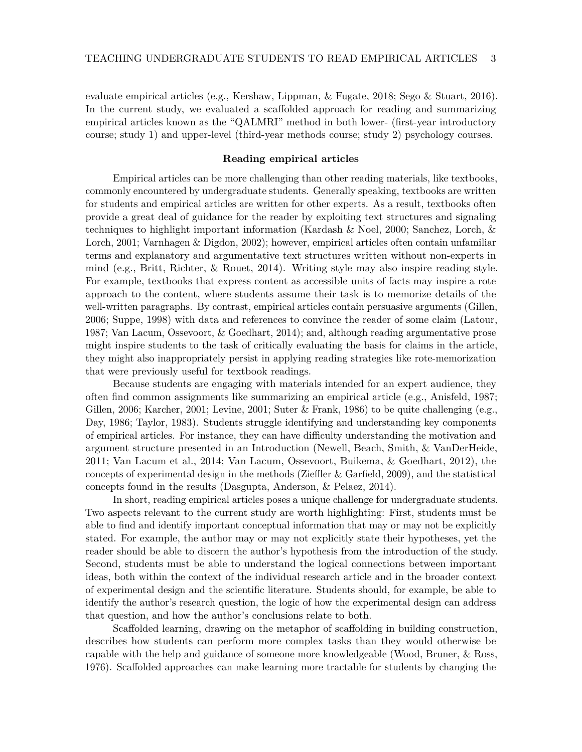evaluate empirical articles (e.g., Kershaw, Lippman, & Fugate, 2018; Sego & Stuart, 2016). In the current study, we evaluated a scaffolded approach for reading and summarizing empirical articles known as the "QALMRI" method in both lower- (first-year introductory course; study 1) and upper-level (third-year methods course; study 2) psychology courses.

## Reading empirical articles

Empirical articles can be more challenging than other reading materials, like textbooks, commonly encountered by undergraduate students. Generally speaking, textbooks are written for students and empirical articles are written for other experts. As a result, textbooks often provide a great deal of guidance for the reader by exploiting text structures and signaling techniques to highlight important information (Kardash & Noel, 2000; Sanchez, Lorch, & Lorch, 2001; Varnhagen & Digdon, 2002); however, empirical articles often contain unfamiliar terms and explanatory and argumentative text structures written without non-experts in mind (e.g., Britt, Richter, & Rouet, 2014). Writing style may also inspire reading style. For example, textbooks that express content as accessible units of facts may inspire a rote approach to the content, where students assume their task is to memorize details of the well-written paragraphs. By contrast, empirical articles contain persuasive arguments (Gillen, 2006; Suppe, 1998) with data and references to convince the reader of some claim (Latour, 1987; Van Lacum, Ossevoort, & Goedhart, 2014); and, although reading argumentative prose might inspire students to the task of critically evaluating the basis for claims in the article, they might also inappropriately persist in applying reading strategies like rote-memorization that were previously useful for textbook readings.

Because students are engaging with materials intended for an expert audience, they often find common assignments like summarizing an empirical article (e.g., Anisfeld, 1987; Gillen, 2006; Karcher, 2001; Levine, 2001; Suter & Frank, 1986) to be quite challenging (e.g., Day, 1986; Taylor, 1983). Students struggle identifying and understanding key components of empirical articles. For instance, they can have difficulty understanding the motivation and argument structure presented in an Introduction (Newell, Beach, Smith, & VanDerHeide, 2011; Van Lacum et al., 2014; Van Lacum, Ossevoort, Buikema, & Goedhart, 2012), the concepts of experimental design in the methods (Zieffler & Garfield, 2009), and the statistical concepts found in the results (Dasgupta, Anderson, & Pelaez, 2014).

In short, reading empirical articles poses a unique challenge for undergraduate students. Two aspects relevant to the current study are worth highlighting: First, students must be able to find and identify important conceptual information that may or may not be explicitly stated. For example, the author may or may not explicitly state their hypotheses, yet the reader should be able to discern the author's hypothesis from the introduction of the study. Second, students must be able to understand the logical connections between important ideas, both within the context of the individual research article and in the broader context of experimental design and the scientific literature. Students should, for example, be able to identify the author's research question, the logic of how the experimental design can address that question, and how the author's conclusions relate to both.

Scaffolded learning, drawing on the metaphor of scaffolding in building construction, describes how students can perform more complex tasks than they would otherwise be capable with the help and guidance of someone more knowledgeable (Wood, Bruner, & Ross, 1976). Scaffolded approaches can make learning more tractable for students by changing the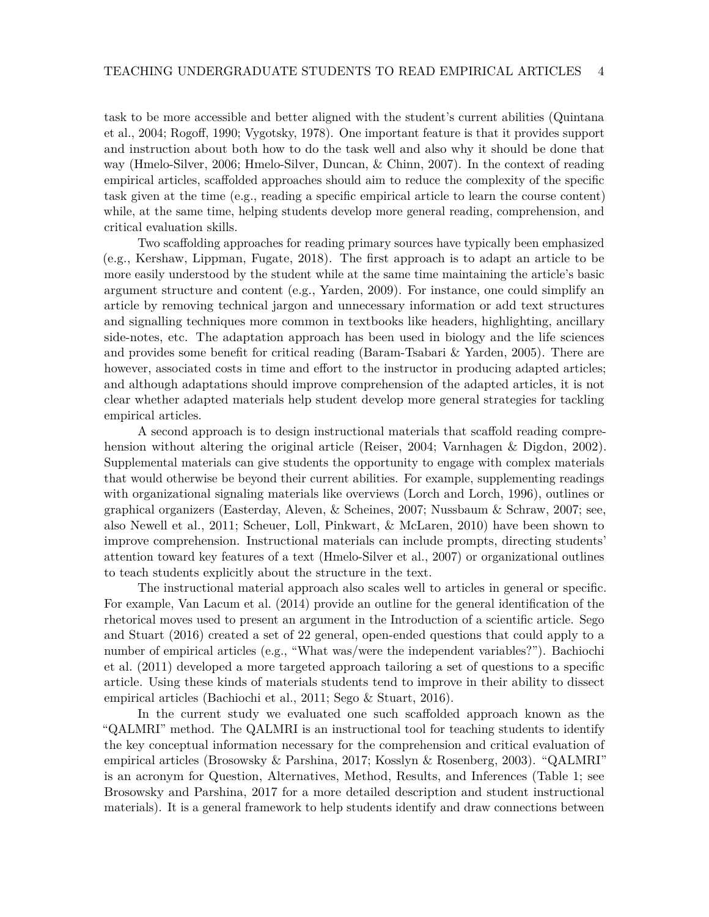task to be more accessible and better aligned with the student's current abilities (Quintana et al., 2004; Rogoff, 1990; Vygotsky, 1978). One important feature is that it provides support and instruction about both how to do the task well and also why it should be done that way (Hmelo-Silver, 2006; Hmelo-Silver, Duncan, & Chinn, 2007). In the context of reading empirical articles, scaffolded approaches should aim to reduce the complexity of the specific task given at the time (e.g., reading a specific empirical article to learn the course content) while, at the same time, helping students develop more general reading, comprehension, and critical evaluation skills.

Two scaffolding approaches for reading primary sources have typically been emphasized (e.g., Kershaw, Lippman, Fugate, 2018). The first approach is to adapt an article to be more easily understood by the student while at the same time maintaining the article's basic argument structure and content (e.g., Yarden, 2009). For instance, one could simplify an article by removing technical jargon and unnecessary information or add text structures and signalling techniques more common in textbooks like headers, highlighting, ancillary side-notes, etc. The adaptation approach has been used in biology and the life sciences and provides some benefit for critical reading (Baram-Tsabari & Yarden, 2005). There are however, associated costs in time and effort to the instructor in producing adapted articles; and although adaptations should improve comprehension of the adapted articles, it is not clear whether adapted materials help student develop more general strategies for tackling empirical articles.

A second approach is to design instructional materials that scaffold reading comprehension without altering the original article (Reiser, 2004; Varnhagen & Digdon, 2002). Supplemental materials can give students the opportunity to engage with complex materials that would otherwise be beyond their current abilities. For example, supplementing readings with organizational signaling materials like overviews (Lorch and Lorch, 1996), outlines or graphical organizers (Easterday, Aleven, & Scheines, 2007; Nussbaum & Schraw, 2007; see, also Newell et al., 2011; Scheuer, Loll, Pinkwart, & McLaren, 2010) have been shown to improve comprehension. Instructional materials can include prompts, directing students' attention toward key features of a text (Hmelo-Silver et al., 2007) or organizational outlines to teach students explicitly about the structure in the text.

The instructional material approach also scales well to articles in general or specific. For example, Van Lacum et al. (2014) provide an outline for the general identification of the rhetorical moves used to present an argument in the Introduction of a scientific article. Sego and Stuart (2016) created a set of 22 general, open-ended questions that could apply to a number of empirical articles (e.g., "What was/were the independent variables?"). Bachiochi et al. (2011) developed a more targeted approach tailoring a set of questions to a specific article. Using these kinds of materials students tend to improve in their ability to dissect empirical articles (Bachiochi et al., 2011; Sego & Stuart, 2016).

In the current study we evaluated one such scaffolded approach known as the "QALMRI" method. The QALMRI is an instructional tool for teaching students to identify the key conceptual information necessary for the comprehension and critical evaluation of empirical articles (Brosowsky & Parshina, 2017; Kosslyn & Rosenberg, 2003). "QALMRI" is an acronym for Question, Alternatives, Method, Results, and Inferences (Table 1; see Brosowsky and Parshina, 2017 for a more detailed description and student instructional materials). It is a general framework to help students identify and draw connections between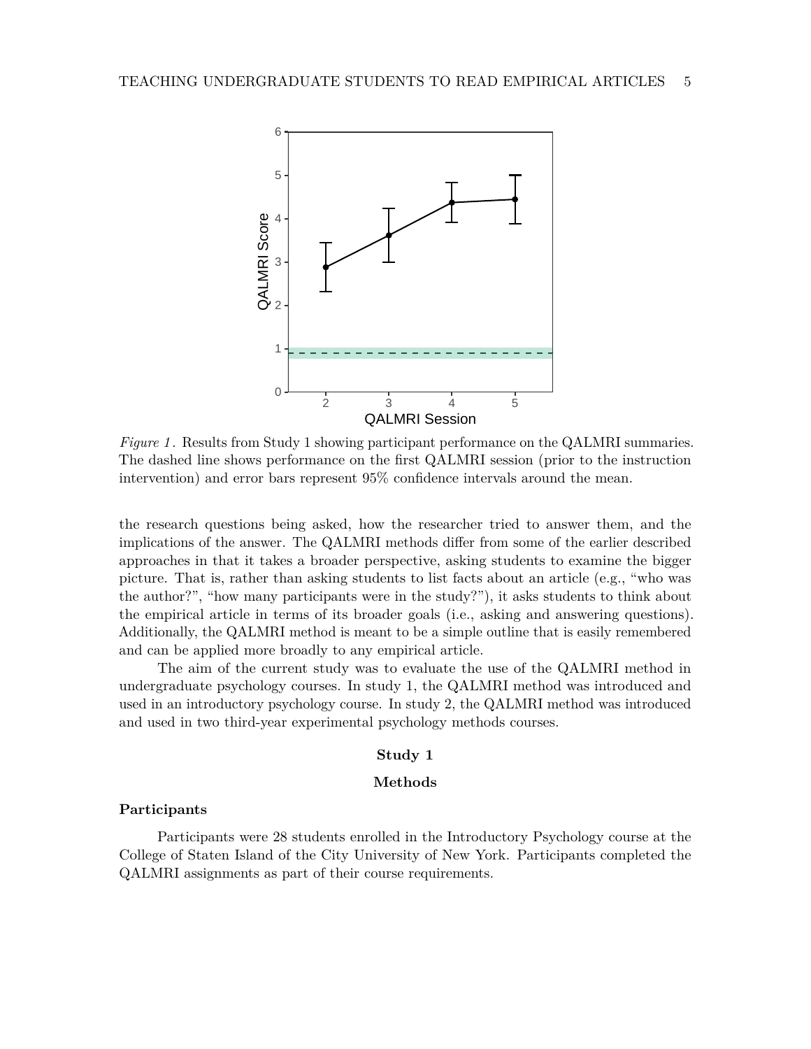*Figure 1*. Results from Study 1 showing participant performance on the QALMRI summaries. The dashed line shows performance on the first QALMRI session (prior to the instruction intervention) and error bars represent 95% confidence intervals around the mean.

the research questions being asked, how the researcher tried to answer them, and the implications of the answer. The QALMRI methods differ from some of the earlier described approaches in that it takes a broader perspective, asking students to examine the bigger picture. That is, rather than asking students to list facts about an article (e.g., "who was the author?", "how many participants were in the study?"), it asks students to think about the empirical article in terms of its broader goals (i.e., asking and answering questions). Additionally, the QALMRI method is meant to be a simple outline that is easily remembered and can be applied more broadly to any empirical article.

The aim of the current study was to evaluate the use of the QALMRI method in undergraduate psychology courses. In study 1, the QALMRI method was introduced and used in an introductory psychology course. In study 2, the QALMRI method was introduced and used in two third-year experimental psychology methods courses.

## Study 1

### Methods

#### Participants

Participants were 28 students enrolled in the Introductory Psychology course at the College of Staten Island of the City University of New York. Participants completed the QALMRI assignments as part of their course requirements.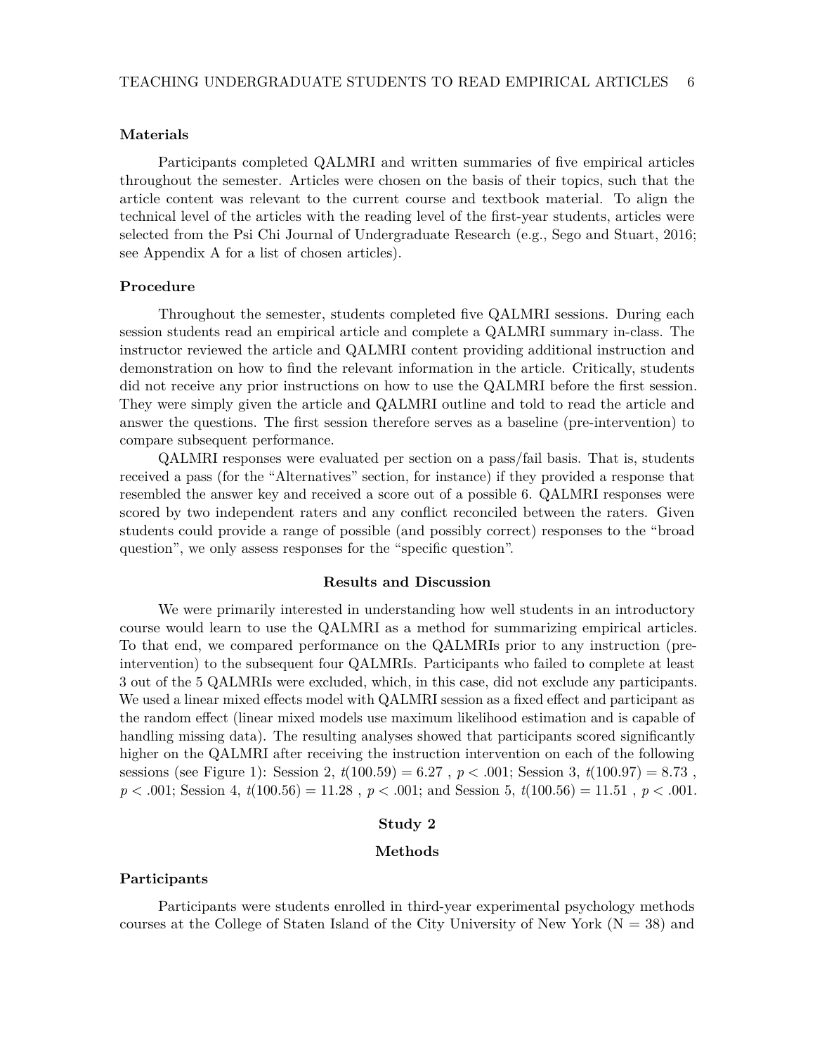### Materials

Participants completed QALMRI and written summaries of five empirical articles throughout the semester. Articles were chosen on the basis of their topics, such that the article content was relevant to the current course and textbook material. To align the technical level of the articles with the reading level of the first-year students, articles were selected from the Psi Chi Journal of Undergraduate Research (e.g., Sego and Stuart, 2016; see Appendix A for a list of chosen articles).

### Procedure

Throughout the semester, students completed five QALMRI sessions. During each session students read an empirical article and complete a QALMRI summary in-class. The instructor reviewed the article and QALMRI content providing additional instruction and demonstration on how to find the relevant information in the article. Critically, students did not receive any prior instructions on how to use the QALMRI before the first session. They were simply given the article and QALMRI outline and told to read the article and answer the questions. The first session therefore serves as a baseline (pre-intervention) to compare subsequent performance.

QALMRI responses were evaluated per section on a pass/fail basis. That is, students received a pass (for the "Alternatives" section, for instance) if they provided a response that resembled the answer key and received a score out of a possible 6. QALMRI responses were scored by two independent raters and any conflict reconciled between the raters. Given students could provide a range of possible (and possibly correct) responses to the "broad question", we only assess responses for the "specific question".

## Results and Discussion

We were primarily interested in understanding how well students in an introductory course would learn to use the QALMRI as a method for summarizing empirical articles. To that end, we compared performance on the QALMRIs prior to any instruction (pre-intervention) to the subsequent four QALMRIs. Participants who failed to complete at least 3 out of the 5 QALMRIs were excluded, which, in this case, did not exclude any participants. We used a linear mixed effects model with QALMRI session as a fixed effect and participant as the random effect (linear mixed models use maximum likelihood estimation and is capable of handling missing data). The resulting analyses showed that participants scored significantly higher on the QALMRI after receiving the instruction intervention on each of the following sessions (see Figure 1): Session 2, $t(100.59) = 6.27$ , $p < .001$; Session 3, $t(100.97) = 8.73$ , $p < .001$; Session 4, $t(100.56) = 11.28$ , $p < .001$; and Session 5, $t(100.56) = 11.51$ , $p < .001$.

# Study 2

## Methods

### Participants

Participants were students enrolled in third-year experimental psychology methods courses at the College of Staten Island of the City University of New York (N = 38) and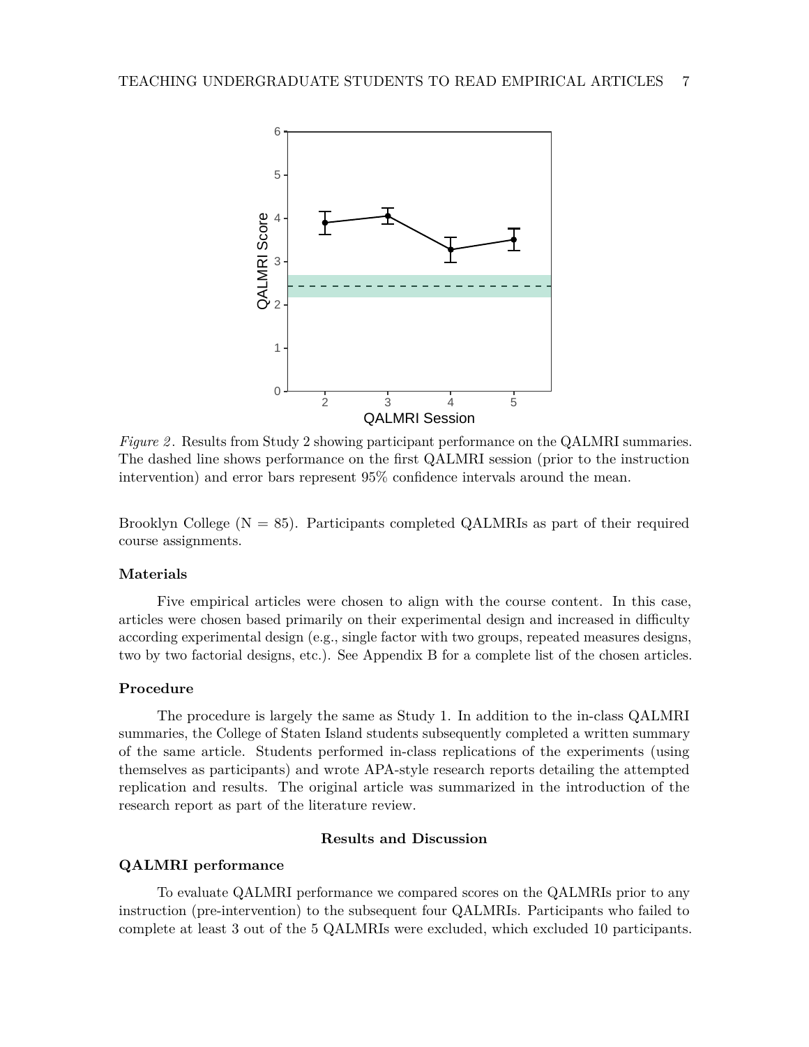*Figure 2*. Results from Study 2 showing participant performance on the QALMRI summaries. The dashed line shows performance on the first QALMRI session (prior to the instruction intervention) and error bars represent 95% confidence intervals around the mean.

Brooklyn College (N = 85). Participants completed QALMRIs as part of their required course assignments.

### Materials

Five empirical articles were chosen to align with the course content. In this case, articles were chosen based primarily on their experimental design and increased in difficulty according experimental design (e.g., single factor with two groups, repeated measures designs, two by two factorial designs, etc.). See Appendix B for a complete list of the chosen articles.

### Procedure

The procedure is largely the same as Study 1. In addition to the in-class QALMRI summaries, the College of Staten Island students subsequently completed a written summary of the same article. Students performed in-class replications of the experiments (using themselves as participants) and wrote APA-style research reports detailing the attempted replication and results. The original article was summarized in the introduction of the research report as part of the literature review.

## Results and Discussion

### QALMRI performance

To evaluate QALMRI performance we compared scores on the QALMRIs prior to any instruction (pre-intervention) to the subsequent four QALMRIs. Participants who failed to complete at least 3 out of the 5 QALMRIs were excluded, which excluded 10 participants.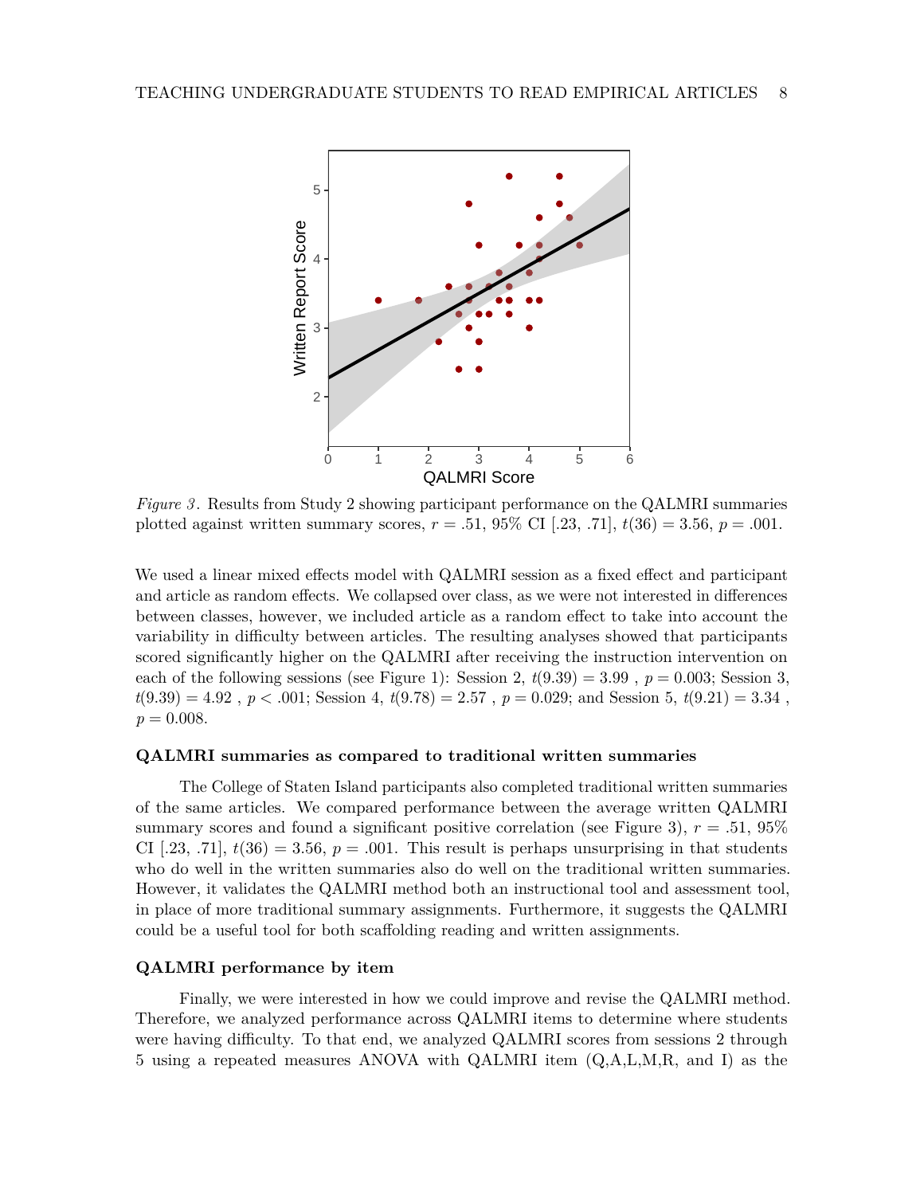*Figure 3*. Results from Study 2 showing participant performance on the QALMRI summaries plotted against written summary scores, $r = .51$, 95% CI [.23, .71], $t(36) = 3.56$, $p = .001$.

We used a linear mixed effects model with QALMRI session as a fixed effect and participant and article as random effects. We collapsed over class, as we were not interested in differences between classes, however, we included article as a random effect to take into account the variability in difficulty between articles. The resulting analyses showed that participants scored significantly higher on the QALMRI after receiving the instruction intervention on each of the following sessions (see Figure 1): Session 2, $t(9.39) = 3.99$ , $p = 0.003$; Session 3, $t(9.39) = 4.92$ , $p < .001$; Session 4, $t(9.78) = 2.57$ , $p = 0.029$; and Session 5, $t(9.21) = 3.34$ , $p = 0.008$.

### QALMRI summaries as compared to traditional written summaries

The College of Staten Island participants also completed traditional written summaries of the same articles. We compared performance between the average written QALMRI summary scores and found a significant positive correlation (see Figure 3), $r = .51$, 95% CI [.23, .71], $t(36) = 3.56$, $p = .001$. This result is perhaps unsurprising in that students who do well in the written summaries also do well on the traditional written summaries. However, it validates the QALMRI method both an instructional tool and assessment tool, in place of more traditional summary assignments. Furthermore, it suggests the QALMRI could be a useful tool for both scaffolding reading and written assignments.

### QALMRI performance by item

Finally, we were interested in how we could improve and revise the QALMRI method. Therefore, we analyzed performance across QALMRI items to determine where students were having difficulty. To that end, we analyzed QALMRI scores from sessions 2 through 5 using a repeated measures ANOVA with QALMRI item (Q,A,L,M,R, and I) as the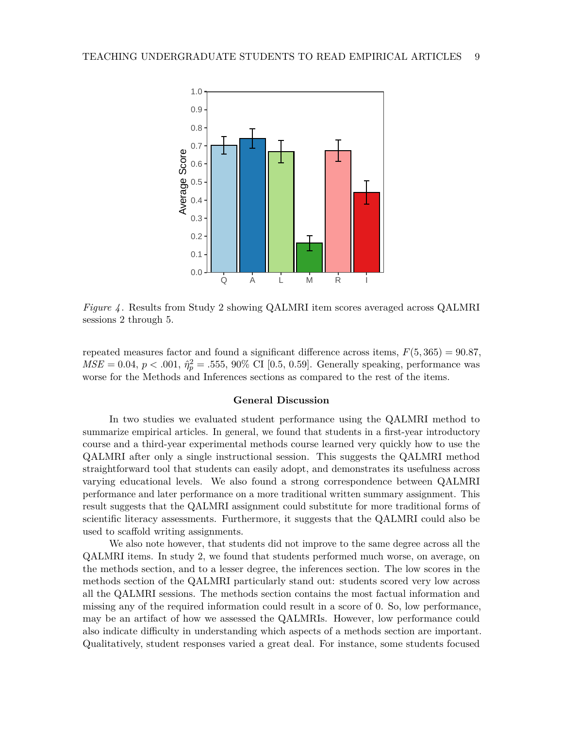*Figure 4*. Results from Study 2 showing QALMRI item scores averaged across QALMRI sessions 2 through 5.

repeated measures factor and found a significant difference across items, $F(5, 365) = 90.87$, $MSE = 0.04$, $p < .001$, $\hat{\eta}^2_p = .555$, 90% CI [0.5, 0.59]. Generally speaking, performance was worse for the Methods and Inferences sections as compared to the rest of the items.

## General Discussion

In two studies we evaluated student performance using the QALMRI method to summarize empirical articles. In general, we found that students in a first-year introductory course and a third-year experimental methods course learned very quickly how to use the QALMRI after only a single instructional session. This suggests the QALMRI method straightforward tool that students can easily adopt, and demonstrates its usefulness across varying educational levels. We also found a strong correspondence between QALMRI performance and later performance on a more traditional written summary assignment. This result suggests that the QALMRI assignment could substitute for more traditional forms of scientific literacy assessments. Furthermore, it suggests that the QALMRI could also be used to scaffold writing assignments.

We also note however, that students did not improve to the same degree across all the QALMRI items. In study 2, we found that students performed much worse, on average, on the methods section, and to a lesser degree, the inferences section. The low scores in the methods section of the QALMRI particularly stand out: students scored very low across all the QALMRI sessions. The methods section contains the most factual information and missing any of the required information could result in a score of 0. So, low performance, may be an artifact of how we assessed the QALMRIs. However, low performance could also indicate difficulty in understanding which aspects of a methods section are important. Qualitatively, student responses varied a great deal. For instance, some students focused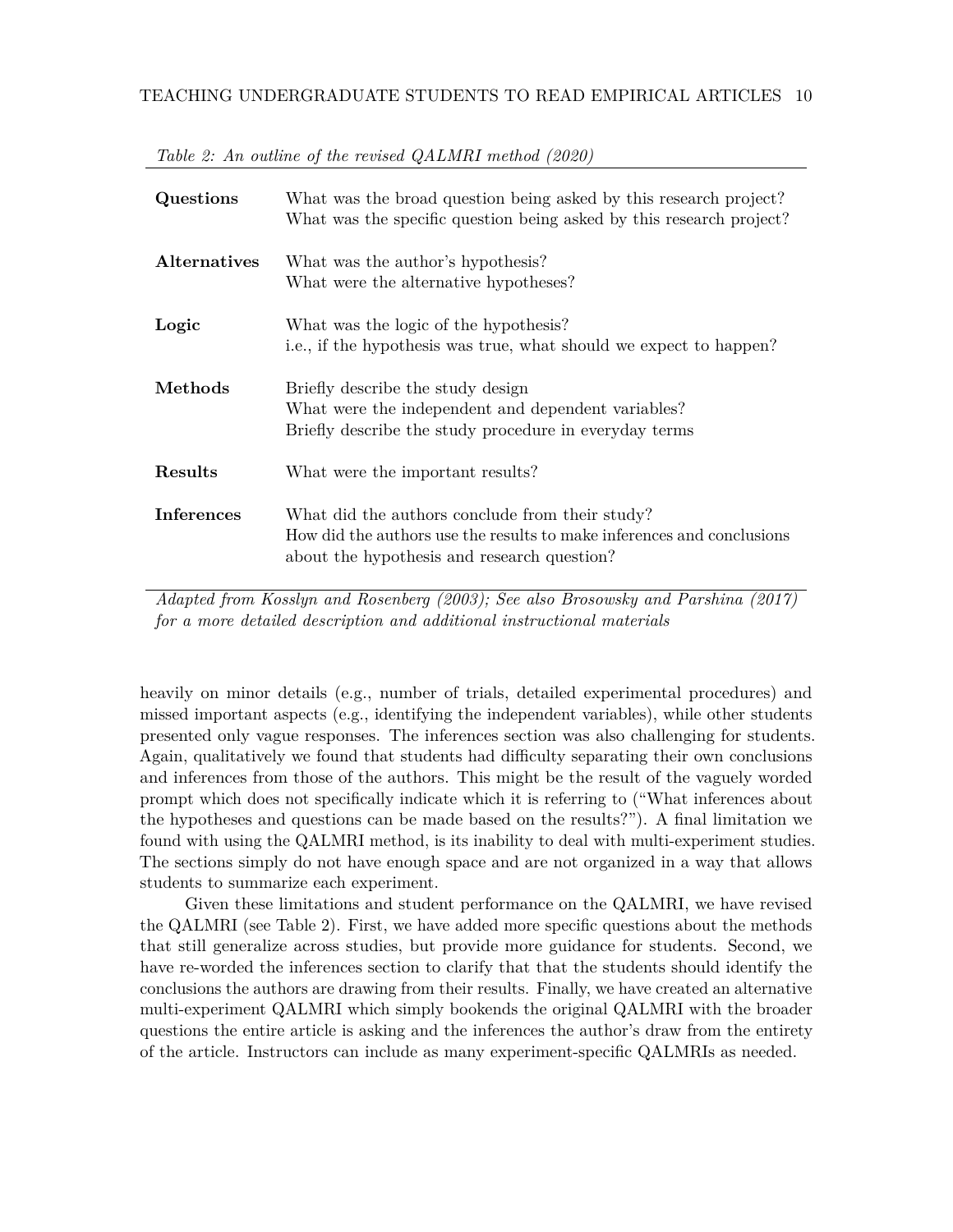*Table 2: An outline of the revised QALMRI method (2020)*

| | |
|---|---|
| **Questions** | What was the broad question being asked by this research project?<br>What was the specific question being asked by this research project? |
| **Alternatives** | What was the author's hypothesis?<br>What were the alternative hypotheses? |
| **Logic** | What was the logic of the hypothesis?<br>i.e., if the hypothesis was true, what should we expect to happen? |
| **Methods** | Briefly describe the study design<br>What were the independent and dependent variables?<br>Briefly describe the study procedure in everyday terms |
| **Results** | What were the important results? |
| **Inferences** | What did the authors conclude from their study?<br>How did the authors use the results to make inferences and conclusions about the hypothesis and research question? |

*Adapted from Kosslyn and Rosenberg (2003); See also Brosowsky and Parshina (2017) for a more detailed description and additional instructional materials*

heavily on minor details (e.g., number of trials, detailed experimental procedures) and missed important aspects (e.g., identifying the independent variables), while other students presented only vague responses. The inferences section was also challenging for students. Again, qualitatively we found that students had difficulty separating their own conclusions and inferences from those of the authors. This might be the result of the vaguely worded prompt which does not specifically indicate which it is referring to ("What inferences about the hypotheses and questions can be made based on the results?"). A final limitation we found with using the QALMRI method, is its inability to deal with multi-experiment studies. The sections simply do not have enough space and are not organized in a way that allows students to summarize each experiment.

Given these limitations and student performance on the QALMRI, we have revised the QALMRI (see Table 2). First, we have added more specific questions about the methods that still generalize across studies, but provide more guidance for students. Second, we have re-worded the inferences section to clarify that that the students should identify the conclusions the authors are drawing from their results. Finally, we have created an alternative multi-experiment QALMRI which simply bookends the original QALMRI with the broader questions the entire article is asking and the inferences the author's draw from the entirety of the article. Instructors can include as many experiment-specific QALMRIs as needed.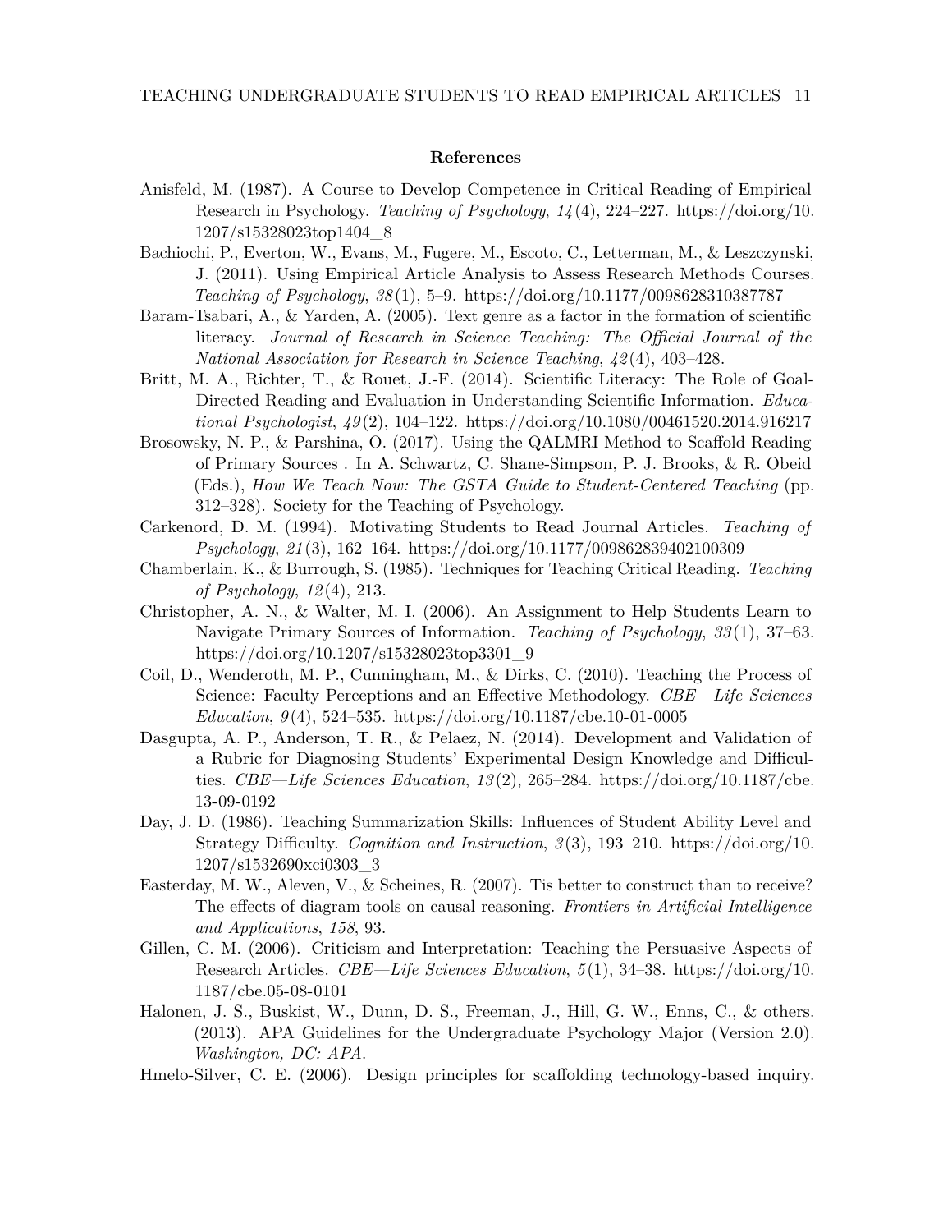## References

Anisfeld, M. (1987). A Course to Develop Competence in Critical Reading of Empirical Research in Psychology. *Teaching of Psychology*, *14*(4), 224–227. https://doi.org/10.1207/s15328023top1404_8

Bachiochi, P., Everton, W., Evans, M., Fugere, M., Escoto, C., Letterman, M., & Leszczynski, J. (2011). Using Empirical Article Analysis to Assess Research Methods Courses. *Teaching of Psychology*, *38*(1), 5–9. https://doi.org/10.1177/0098628310387787

Baram-Tsabari, A., & Yarden, A. (2005). Text genre as a factor in the formation of scientific literacy. *Journal of Research in Science Teaching: The Official Journal of the National Association for Research in Science Teaching*, *42*(4), 403–428.

Britt, M. A., Richter, T., & Rouet, J.-F. (2014). Scientific Literacy: The Role of Goal-Directed Reading and Evaluation in Understanding Scientific Information. *Educational Psychologist*, *49*(2), 104–122. https://doi.org/10.1080/00461520.2014.916217

Brosowsky, N. P., & Parshina, O. (2017). Using the QALMRI Method to Scaffold Reading of Primary Sources . In A. Schwartz, C. Shane-Simpson, P. J. Brooks, & R. Obeid (Eds.), *How We Teach Now: The GSTA Guide to Student-Centered Teaching* (pp. 312–328). Society for the Teaching of Psychology.

Carkenord, D. M. (1994). Motivating Students to Read Journal Articles. *Teaching of Psychology*, *21*(3), 162–164. https://doi.org/10.1177/009862839402100309

Chamberlain, K., & Burrough, S. (1985). Techniques for Teaching Critical Reading. *Teaching of Psychology*, *12*(4), 213.

Christopher, A. N., & Walter, M. I. (2006). An Assignment to Help Students Learn to Navigate Primary Sources of Information. *Teaching of Psychology*, *33*(1), 37–63. https://doi.org/10.1207/s15328023top3301_9

Coil, D., Wenderoth, M. P., Cunningham, M., & Dirks, C. (2010). Teaching the Process of Science: Faculty Perceptions and an Effective Methodology. *CBE—Life Sciences Education*, *9*(4), 524–535. https://doi.org/10.1187/cbe.10-01-0005

Dasgupta, A. P., Anderson, T. R., & Pelaez, N. (2014). Development and Validation of a Rubric for Diagnosing Students' Experimental Design Knowledge and Difficulties. *CBE—Life Sciences Education*, *13*(2), 265–284. https://doi.org/10.1187/cbe.13-09-0192

Day, J. D. (1986). Teaching Summarization Skills: Influences of Student Ability Level and Strategy Difficulty. *Cognition and Instruction*, *3*(3), 193–210. https://doi.org/10.1207/s1532690xci0303_3

Easterday, M. W., Aleven, V., & Scheines, R. (2007). Tis better to construct than to receive? The effects of diagram tools on causal reasoning. *Frontiers in Artificial Intelligence and Applications*, *158*, 93.

Gillen, C. M. (2006). Criticism and Interpretation: Teaching the Persuasive Aspects of Research Articles. *CBE—Life Sciences Education*, *5*(1), 34–38. https://doi.org/10.1187/cbe.05-08-0101

Halonen, J. S., Buskist, W., Dunn, D. S., Freeman, J., Hill, G. W., Enns, C., & others. (2013). APA Guidelines for the Undergraduate Psychology Major (Version 2.0). *Washington, DC: APA*.

Hmelo-Silver, C. E. (2006). Design principles for scaffolding technology-based inquiry.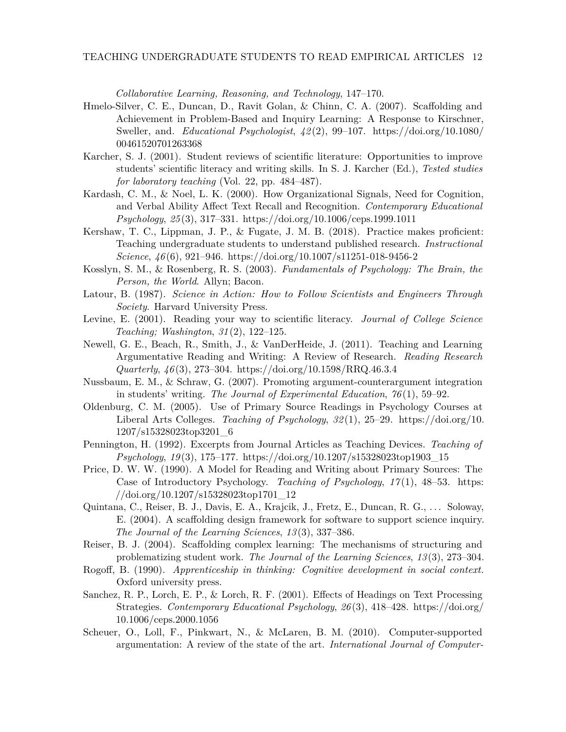*Collaborative Learning, Reasoning, and Technology*, 147–170.

Hmelo-Silver, C. E., Duncan, D., Ravit Golan, & Chinn, C. A. (2007). Scaffolding and Achievement in Problem-Based and Inquiry Learning: A Response to Kirschner, Sweller, and. *Educational Psychologist*, *42*(2), 99–107. https://doi.org/10.1080/00461520701263368

Karcher, S. J. (2001). Student reviews of scientific literature: Opportunities to improve students' scientific literacy and writing skills. In S. J. Karcher (Ed.), *Tested studies for laboratory teaching* (Vol. 22, pp. 484–487).

Kardash, C. M., & Noel, L. K. (2000). How Organizational Signals, Need for Cognition, and Verbal Ability Affect Text Recall and Recognition. *Contemporary Educational Psychology*, *25*(3), 317–331. https://doi.org/10.1006/ceps.1999.1011

Kershaw, T. C., Lippman, J. P., & Fugate, J. M. B. (2018). Practice makes proficient: Teaching undergraduate students to understand published research. *Instructional Science*, *46*(6), 921–946. https://doi.org/10.1007/s11251-018-9456-2

Kosslyn, S. M., & Rosenberg, R. S. (2003). *Fundamentals of Psychology: The Brain, the Person, the World*. Allyn; Bacon.

Latour, B. (1987). *Science in Action: How to Follow Scientists and Engineers Through Society*. Harvard University Press.

Levine, E. (2001). Reading your way to scientific literacy. *Journal of College Science Teaching; Washington*, *31*(2), 122–125.

Newell, G. E., Beach, R., Smith, J., & VanDerHeide, J. (2011). Teaching and Learning Argumentative Reading and Writing: A Review of Research. *Reading Research Quarterly*, *46*(3), 273–304. https://doi.org/10.1598/RRQ.46.3.4

Nussbaum, E. M., & Schraw, G. (2007). Promoting argument-counterargument integration in students' writing. *The Journal of Experimental Education*, *76*(1), 59–92.

Oldenburg, C. M. (2005). Use of Primary Source Readings in Psychology Courses at Liberal Arts Colleges. *Teaching of Psychology*, *32*(1), 25–29. https://doi.org/10.1207/s15328023top3201_6

Pennington, H. (1992). Excerpts from Journal Articles as Teaching Devices. *Teaching of Psychology*, *19*(3), 175–177. https://doi.org/10.1207/s15328023top1903_15

Price, D. W. W. (1990). A Model for Reading and Writing about Primary Sources: The Case of Introductory Psychology. *Teaching of Psychology*, *17*(1), 48–53. https://doi.org/10.1207/s15328023top1701_12

Quintana, C., Reiser, B. J., Davis, E. A., Krajcik, J., Fretz, E., Duncan, R. G., … Soloway, E. (2004). A scaffolding design framework for software to support science inquiry. *The Journal of the Learning Sciences*, *13*(3), 337–386.

Reiser, B. J. (2004). Scaffolding complex learning: The mechanisms of structuring and problematizing student work. *The Journal of the Learning Sciences*, *13*(3), 273–304.

Rogoff, B. (1990). *Apprenticeship in thinking: Cognitive development in social context.* Oxford university press.

Sanchez, R. P., Lorch, E. P., & Lorch, R. F. (2001). Effects of Headings on Text Processing Strategies. *Contemporary Educational Psychology*, *26*(3), 418–428. https://doi.org/10.1006/ceps.2000.1056

Scheuer, O., Loll, F., Pinkwart, N., & McLaren, B. M. (2010). Computer-supported argumentation: A review of the state of the art. *International Journal of Computer-*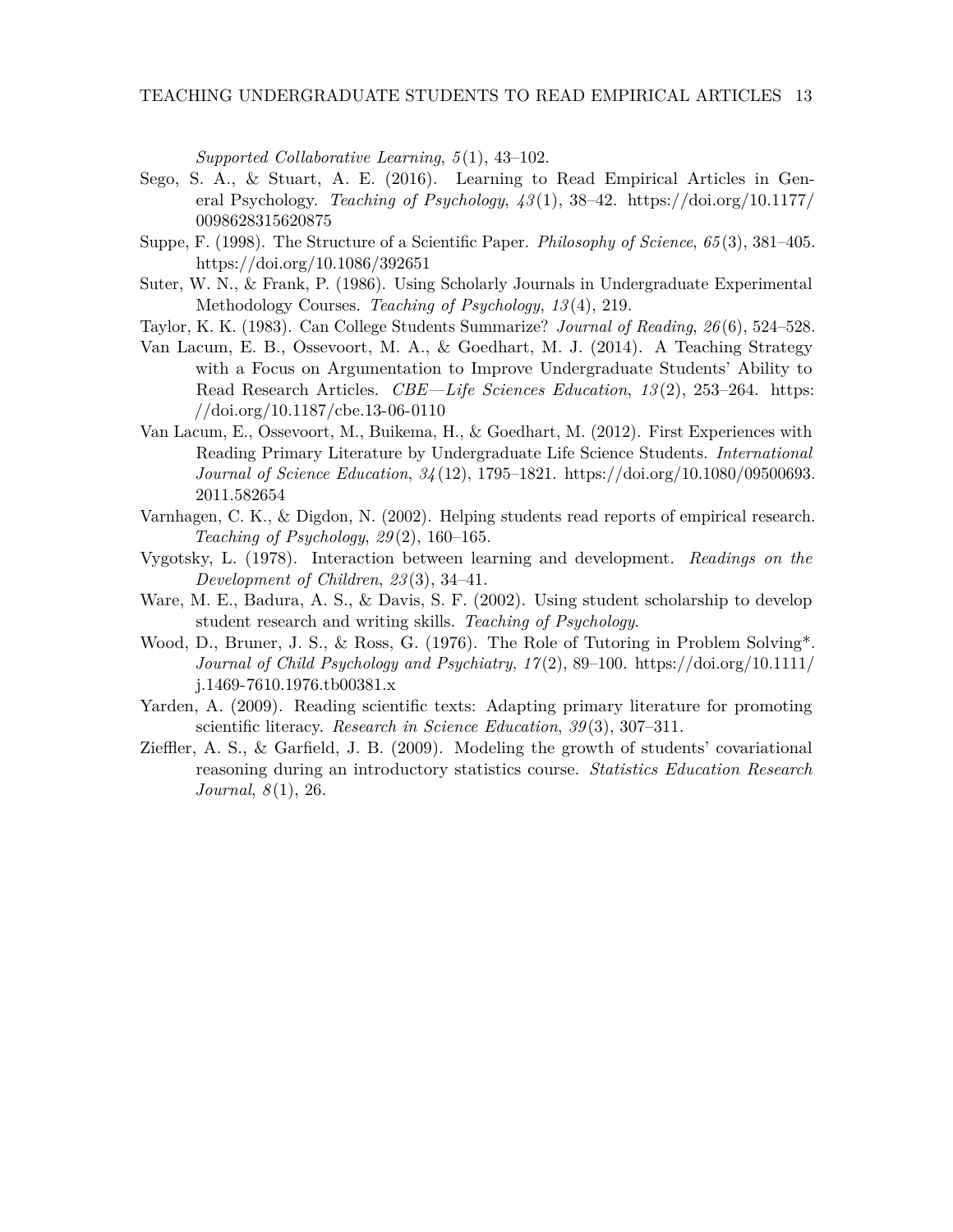*Supported Collaborative Learning*, *5*(1), 43–102.

Sego, S. A., & Stuart, A. E. (2016). Learning to Read Empirical Articles in General Psychology. *Teaching of Psychology*, *43*(1), 38–42. https://doi.org/10.1177/0098628315620875

Suppe, F. (1998). The Structure of a Scientific Paper. *Philosophy of Science*, *65*(3), 381–405. https://doi.org/10.1086/392651

Suter, W. N., & Frank, P. (1986). Using Scholarly Journals in Undergraduate Experimental Methodology Courses. *Teaching of Psychology*, *13*(4), 219.

Taylor, K. K. (1983). Can College Students Summarize? *Journal of Reading*, *26*(6), 524–528.

Van Lacum, E. B., Ossevoort, M. A., & Goedhart, M. J. (2014). A Teaching Strategy with a Focus on Argumentation to Improve Undergraduate Students' Ability to Read Research Articles. *CBE—Life Sciences Education*, *13*(2), 253–264. https://doi.org/10.1187/cbe.13-06-0110

Van Lacum, E., Ossevoort, M., Buikema, H., & Goedhart, M. (2012). First Experiences with Reading Primary Literature by Undergraduate Life Science Students. *International Journal of Science Education*, *34*(12), 1795–1821. https://doi.org/10.1080/09500693.2011.582654

Varnhagen, C. K., & Digdon, N. (2002). Helping students read reports of empirical research. *Teaching of Psychology*, *29*(2), 160–165.

Vygotsky, L. (1978). Interaction between learning and development. *Readings on the Development of Children*, *23*(3), 34–41.

Ware, M. E., Badura, A. S., & Davis, S. F. (2002). Using student scholarship to develop student research and writing skills. *Teaching of Psychology*.

Wood, D., Bruner, J. S., & Ross, G. (1976). The Role of Tutoring in Problem Solving*. *Journal of Child Psychology and Psychiatry*, *17*(2), 89–100. https://doi.org/10.1111/j.1469-7610.1976.tb00381.x

Yarden, A. (2009). Reading scientific texts: Adapting primary literature for promoting scientific literacy. *Research in Science Education*, *39*(3), 307–311.

Zieffler, A. S., & Garfield, J. B. (2009). Modeling the growth of students' covariational reasoning during an introductory statistics course. *Statistics Education Research Journal*, *8*(1), 26.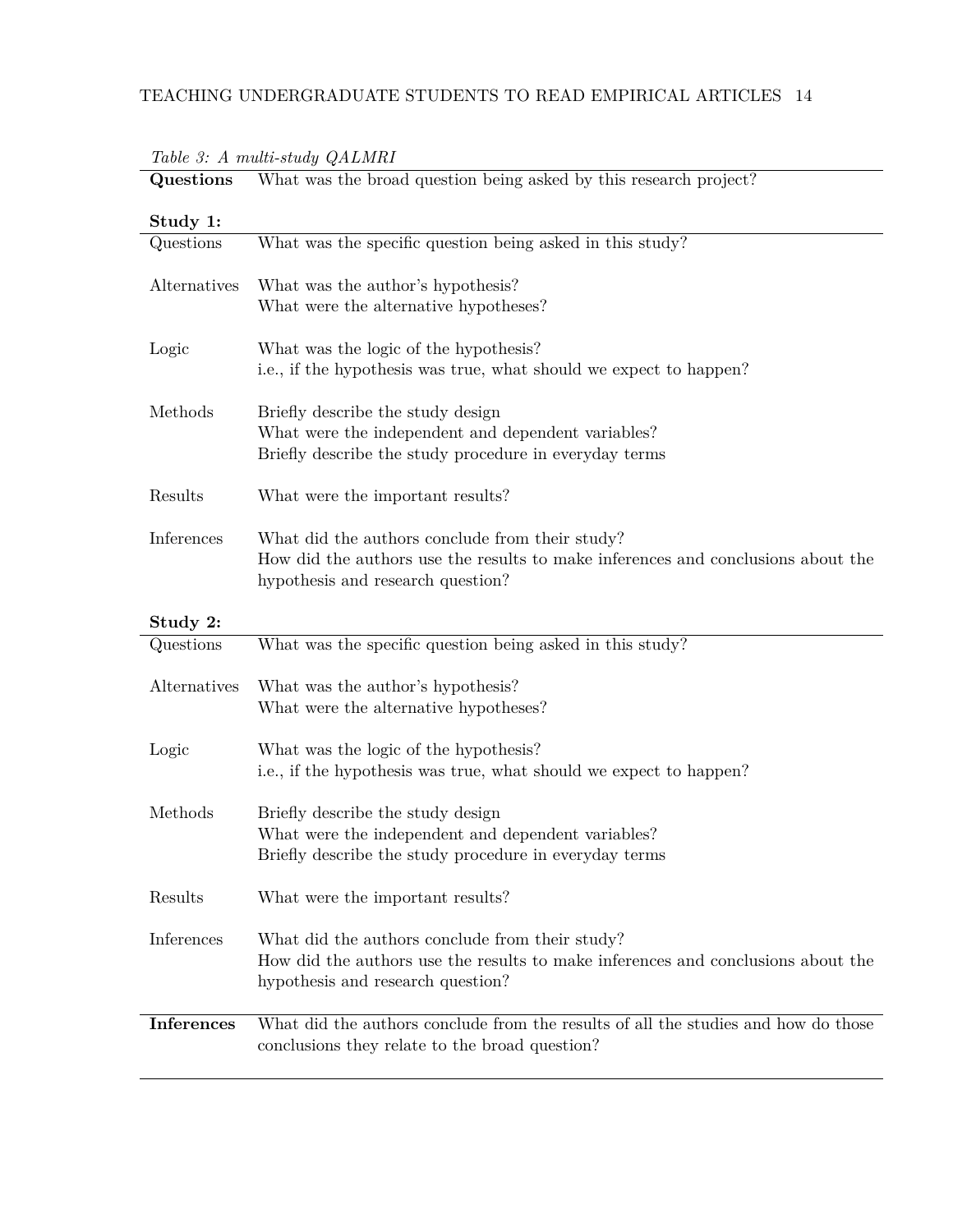*Table 3: A multi-study QALMRI*

| | |
|---|---|
| **Questions** | What was the broad question being asked by this research project? |
| **Study 1:** | |
| Questions | What was the specific question being asked in this study? |
| Alternatives | What was the author's hypothesis?<br>What were the alternative hypotheses? |
| Logic | What was the logic of the hypothesis?<br>i.e., if the hypothesis was true, what should we expect to happen? |
| Methods | Briefly describe the study design<br>What were the independent and dependent variables?<br>Briefly describe the study procedure in everyday terms |
| Results | What were the important results? |
| Inferences | What did the authors conclude from their study?<br>How did the authors use the results to make inferences and conclusions about the hypothesis and research question? |
| **Study 2:** | |
| Questions | What was the specific question being asked in this study? |
| Alternatives | What was the author's hypothesis?<br>What were the alternative hypotheses? |
| Logic | What was the logic of the hypothesis?<br>i.e., if the hypothesis was true, what should we expect to happen? |
| Methods | Briefly describe the study design<br>What were the independent and dependent variables?<br>Briefly describe the study procedure in everyday terms |
| Results | What were the important results? |
| Inferences | What did the authors conclude from their study?<br>How did the authors use the results to make inferences and conclusions about the hypothesis and research question? |
| **Inferences** | What did the authors conclude from the results of all the studies and how do those conclusions they relate to the broad question? |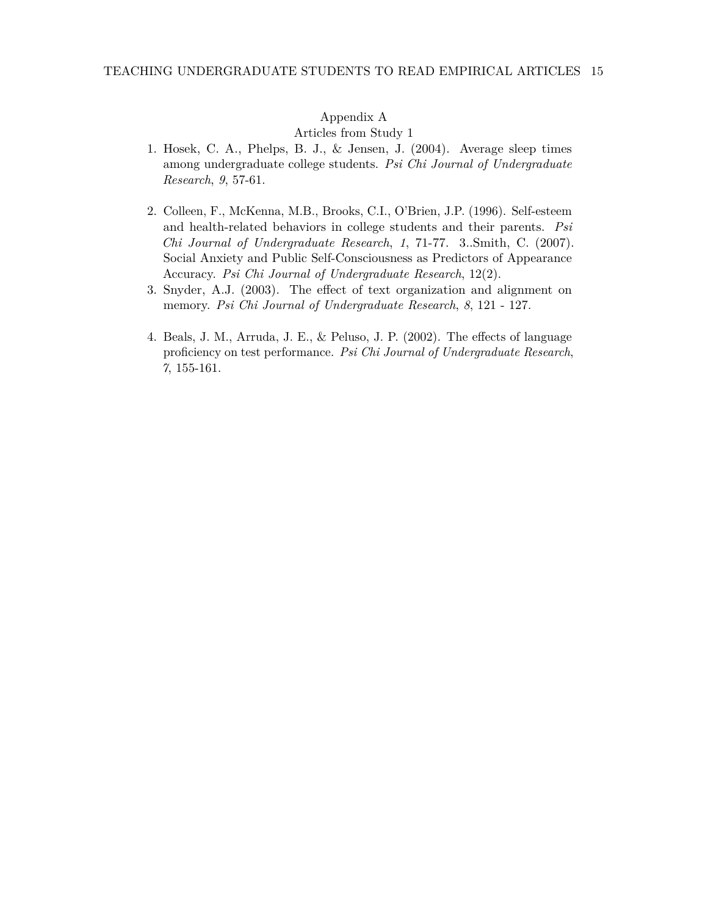Appendix A

Articles from Study 1

1. Hosek, C. A., Phelps, B. J., & Jensen, J. (2004). Average sleep times among undergraduate college students. *Psi Chi Journal of Undergraduate Research*, *9*, 57-61.

2. Colleen, F., McKenna, M.B., Brooks, C.I., O'Brien, J.P. (1996). Self-esteem and health-related behaviors in college students and their parents. *Psi Chi Journal of Undergraduate Research*, *1*, 71-77. 3..Smith, C. (2007). Social Anxiety and Public Self-Consciousness as Predictors of Appearance Accuracy. *Psi Chi Journal of Undergraduate Research*, 12(2).
3. Snyder, A.J. (2003). The effect of text organization and alignment on memory. *Psi Chi Journal of Undergraduate Research*, *8*, 121 - 127.

4. Beals, J. M., Arruda, J. E., & Peluso, J. P. (2002). The effects of language proficiency on test performance. *Psi Chi Journal of Undergraduate Research*, *7*, 155-161.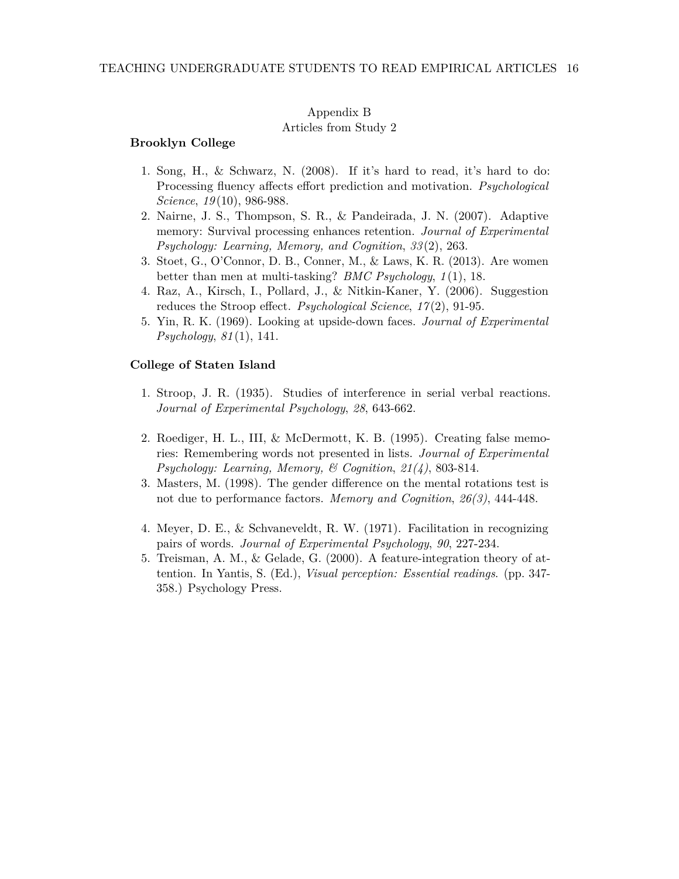# Appendix B

## Articles from Study 2

**Brooklyn College**

1. Song, H., & Schwarz, N. (2008). If it's hard to read, it's hard to do: Processing fluency affects effort prediction and motivation. *Psychological Science*, *19*(10), 986-988.
2. Nairne, J. S., Thompson, S. R., & Pandeirada, J. N. (2007). Adaptive memory: Survival processing enhances retention. *Journal of Experimental Psychology: Learning, Memory, and Cognition*, *33*(2), 263.
3. Stoet, G., O'Connor, D. B., Conner, M., & Laws, K. R. (2013). Are women better than men at multi-tasking? *BMC Psychology*, *1*(1), 18.
4. Raz, A., Kirsch, I., Pollard, J., & Nitkin-Kaner, Y. (2006). Suggestion reduces the Stroop effect. *Psychological Science*, *17*(2), 91-95.
5. Yin, R. K. (1969). Looking at upside-down faces. *Journal of Experimental Psychology*, *81*(1), 141.

**College of Staten Island**

1. Stroop, J. R. (1935). Studies of interference in serial verbal reactions. *Journal of Experimental Psychology*, *28*, 643-662.
2. Roediger, H. L., III, & McDermott, K. B. (1995). Creating false memories: Remembering words not presented in lists. *Journal of Experimental Psychology: Learning, Memory, & Cognition*, *21(4)*, 803-814.
3. Masters, M. (1998). The gender difference on the mental rotations test is not due to performance factors. *Memory and Cognition*, *26(3)*, 444-448.
4. Meyer, D. E., & Schvaneveldt, R. W. (1971). Facilitation in recognizing pairs of words. *Journal of Experimental Psychology*, *90*, 227-234.
5. Treisman, A. M., & Gelade, G. (2000). A feature-integration theory of attention. In Yantis, S. (Ed.), *Visual perception: Essential readings.* (pp. 347-358.) Psychology Press.